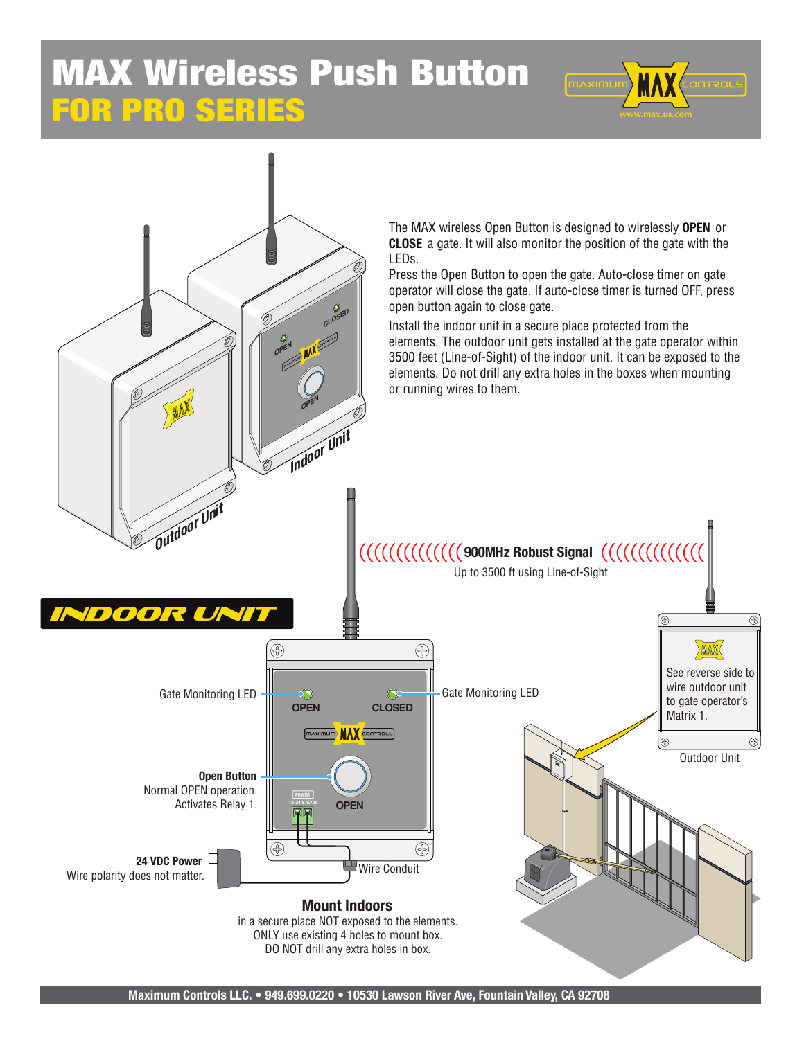# MAX Wireless Push Button
## FOR PRO SERIES

The MAX wireless Open Button is designed to wirelessly **OPEN** or **CLOSE** a gate. It will also monitor the position of the gate with the LEDs.

Press the Open Button to open the gate. Auto-close timer on gate operator will close the gate. If auto-close timer is turned OFF, press open button again to close gate.

Install the indoor unit in a secure place protected from the elements. The outdoor unit gets installed at the gate operator within 3500 feet (Line-of-Sight) of the indoor unit. It can be exposed to the elements. Do not drill any extra holes in the boxes when mounting or running wires to them.

Outdoor Unit

Indoor Unit

**900MHz Robust Signal**
Up to 3500 ft using Line-of-Sight

## INDOOR UNIT

Gate Monitoring LED — OPEN

Gate Monitoring LED — CLOSED

**Open Button**
Normal OPEN operation.
Activates Relay 1.

**24 VDC Power**
Wire polarity does not matter.

Wire Conduit

See reverse side to wire outdoor unit to gate operator's Matrix 1.

Outdoor Unit

**Mount Indoors**
in a secure place NOT exposed to the elements.
ONLY use existing 4 holes to mount box.
DO NOT drill any extra holes in box.

Maximum Controls LLC. • 949.699.0220 • 10530 Lawson River Ave, Fountain Valley, CA 92708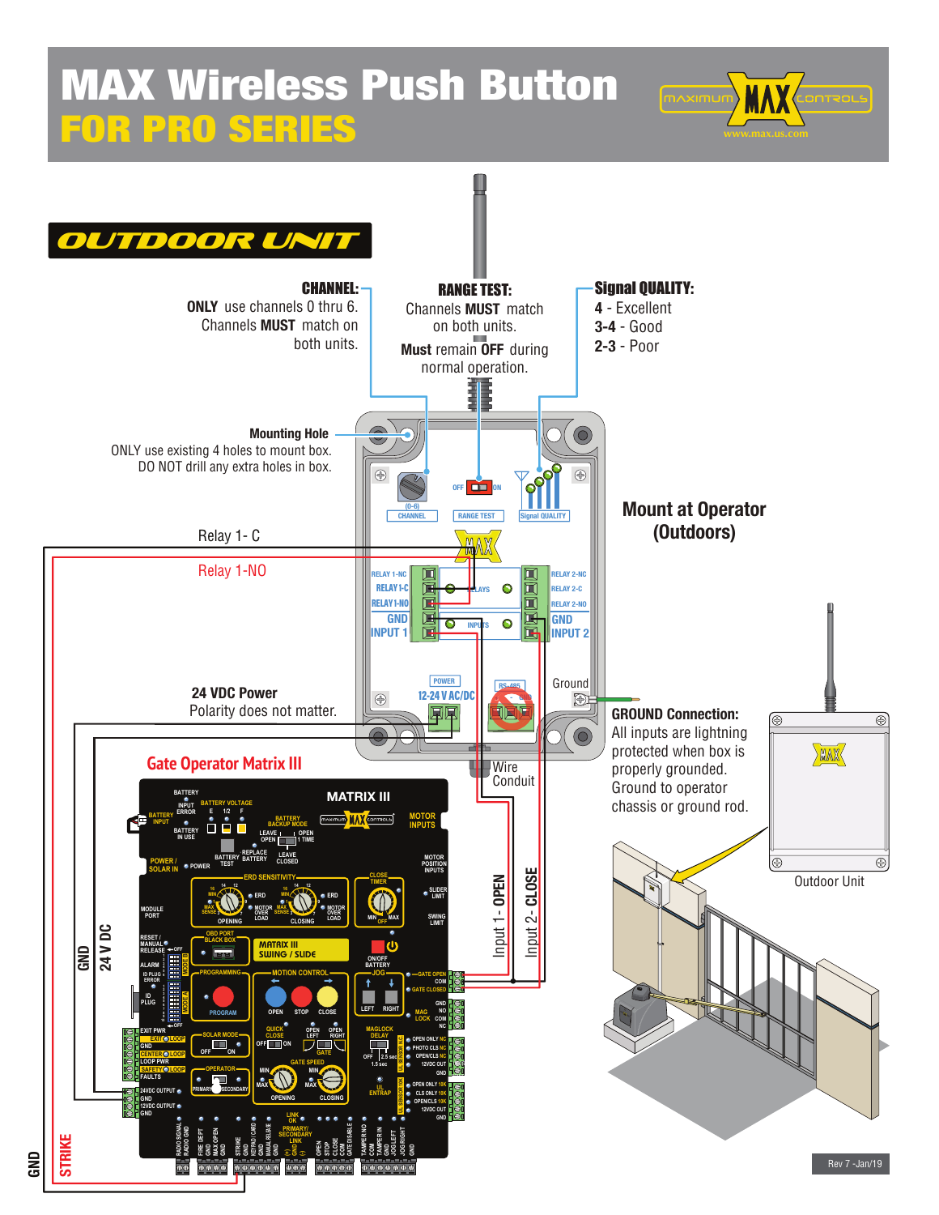# MAX Wireless Push Button

## FOR PRO SERIES

## OUTDOOR UNIT

**CHANNEL:**
**ONLY** use channels 0 thru 6.
Channels **MUST** match on both units.

**RANGE TEST:**
Channels **MUST** match on both units.
**Must** remain **OFF** during normal operation.

**Signal QUALITY:**
**4** - Excellent
**3-4** - Good
**2-3** - Poor

**Mounting Hole**
ONLY use existing 4 holes to mount box.
DO NOT drill any extra holes in box.

**Mount at Operator (Outdoors)**

Relay 1- C

Relay 1-NO

**24 VDC Power**
Polarity does not matter.

Ground

**GROUND Connection:**
All inputs are lightning protected when box is properly grounded.
Ground to operator chassis or ground rod.

Outdoor Unit

Wire Conduit

**Gate Operator Matrix III**

Input 1 - OPEN

Input 2 - CLOSE

GND

24 V DC

GND

STRIKE

Rev 7 -Jan/19